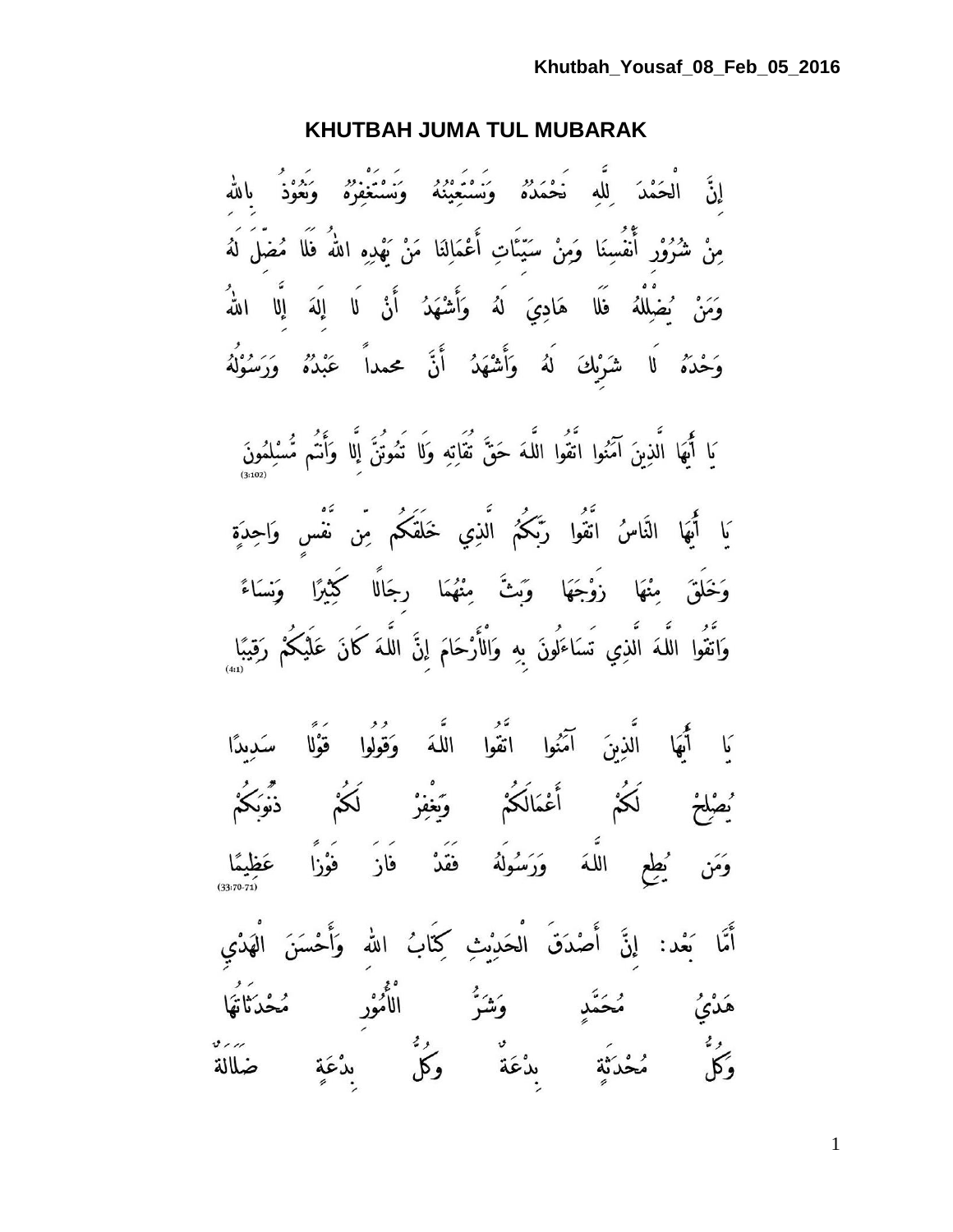# KHUTBAH JUMA TUL MUBARAK

إِنَّ الْحَمْدَ لِلَّهِ نَحْمَدُهُ وَنَسْتَعِيْنُهُ وَنَسْتَغْفِرُهُ وَنَعُوْذُ بِاللهِ
مِنْ شُرُوْرِ أَنْفُسِنَا وَمِنْ سَيِّئَاتِ أَعْمَالِنَا مَنْ يَهْدِهِ اللهُ فَلَا مُضِلَّ لَهُ
وَمَنْ يُضْلِلْهُ فَلَا هَادِيَ لَهُ وَأَشْهَدُ أَنْ لَا إِلَهَ إِلَّا اللهُ
وَحْدَهُ لَا شَرِيْكَ لَهُ وَأَشْهَدُ أَنَّ محمداً عَبْدُهُ وَرَسُوْلُهُ

يَا أَيُّهَا الَّذِينَ آمَنُوا اتَّقُوا اللَّهَ حَقَّ تُقَاتِهِ وَلَا تَمُوتُنَّ إِلَّا وَأَنْتُم مُّسْلِمُونَ
(3:102)

يَا أَيُّهَا النَّاسُ اتَّقُوا رَبَّكُمُ الَّذِي خَلَقَكُم مِّن نَّفْسٍ وَاحِدَةٍ
وَخَلَقَ مِنْهَا زَوْجَهَا وَبَثَّ مِنْهُمَا رِجَالًا كَثِيرًا وَنِسَاءً
وَاتَّقُوا اللَّهَ الَّذِي تَسَاءَلُونَ بِهِ وَالْأَرْحَامَ إِنَّ اللَّهَ كَانَ عَلَيْكُمْ رَقِيبًا
(4:1)

يَا أَيُّهَا الَّذِينَ آمَنُوا اتَّقُوا اللَّهَ وَقُولُوا قَوْلًا سَدِيدًا
يُصْلِحْ لَكُمْ أَعْمَالَكُمْ وَيَغْفِرْ لَكُمْ ذُنُوبَكُمْ
وَمَن يُطِعِ اللَّهَ وَرَسُولَهُ فَقَدْ فَازَ فَوْزًا عَظِيمًا
(33:70-71)

أَمَّا بَعْد: إِنَّ أَصْدَقَ الْحَدِيْثِ كِتَابُ اللهِ وَأَحْسَنَ الْهَدْيِ
هَدْيُ مُحَمَّدٍ وَشَرُّ الْأُمُوْرِ مُحْدَثَاتُهَا
وَكُلُّ مُحْدَثَةٍ بِدْعَةٌ وَكُلُّ بِدْعَةٍ ضَلَالَةٌ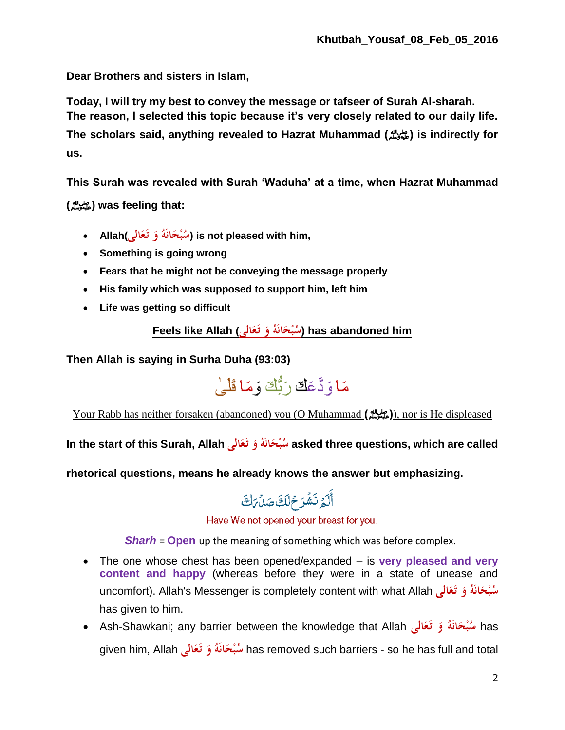**Dear Brothers and sisters in Islam,**

**Today, I will try my best to convey the message or tafseer of Surah Al-sharah. The reason, I selected this topic because it's very closely related to our daily life. The scholars said, anything revealed to Hazrat Muhammad (ﷺ) is indirectly for us.**

**This Surah was revealed with Surah 'Waduha' at a time, when Hazrat Muhammad (ﷺ) was feeling that:**

- **Allah(سُبْحَانَهُ وَ تَعَالَى) is not pleased with him,**
- **Something is going wrong**
- **Fears that he might not be conveying the message properly**
- **His family which was supposed to support him, left him**
- **Life was getting so difficult**

**Feels like Allah (سُبْحَانَهُ وَ تَعَالَى) has abandoned him**

**Then Allah is saying in Surha Duha (93:03)**

مَا وَدَّعَكَ رَبُّكَ وَمَا قَلَىٰ

Your Rabb has neither forsaken (abandoned) you (O Muhammad (ﷺ)), nor is He displeased

**In the start of this Surah, Allah سُبْحَانَهُ وَ تَعَالَى asked three questions, which are called rhetorical questions, means he already knows the answer but emphasizing.**

أَلَمْ نَشْرَحْ لَكَ صَدْرَكَ

Have We not opened your breast for you.

***Sharh*** = **Open** up the meaning of something which was before complex.

- The one whose chest has been opened/expanded – is **very pleased and very content and happy** (whereas before they were in a state of unease and uncomfort). Allah's Messenger is completely content with what Allah سُبْحَانَهُ وَ تَعَالَى has given to him.
- Ash-Shawkani; any barrier between the knowledge that Allah سُبْحَانَهُ وَ تَعَالَى has given him, Allah سُبْحَانَهُ وَ تَعَالَى has removed such barriers - so he has full and total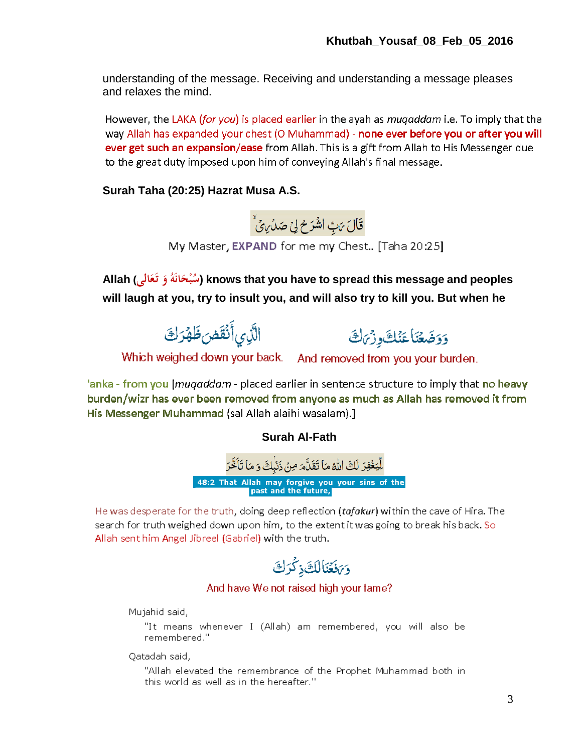understanding of the message. Receiving and understanding a message pleases and relaxes the mind.

However, the LAKA (*for you*) is placed earlier in the ayah as *muqaddam* i.e. To imply that the way Allah has expanded your chest (O Muhammad) - **none ever before you or after you will ever get such an expansion/ease** from Allah. This is a gift from Allah to His Messenger due to the great duty imposed upon him of conveying Allah's final message.

**Surah Taha (20:25) Hazrat Musa A.S.**

قَالَ رَبِّ اشْرَحْ لِي صَدْرِي

My Master, **EXPAND** for me my Chest.. [Taha 20:25]

**Allah (سُبْحَانَهُ وَ تَعَالَى) knows that you have to spread this message and peoples will laugh at you, try to insult you, and will also try to kill you. But when he**

وَوَضَعْنَا عَنكَ وِزْرَكَ — And removed from you your burden.

الَّذِي أَنقَضَ ظَهْرَكَ — Which weighed down your back.

'anka - from you [*muqaddam* - placed earlier in sentence structure to imply that no heavy burden/wizr has ever been removed from anyone as much as Allah has removed it from His Messenger Muhammad (sal Allah alaihi wasalam).]

**Surah Al-Fath**

لِّيَغْفِرَ لَكَ اللهُ مَا تَقَدَّمَ مِن ذَنْبِكَ وَ مَا تَأَخَّرَ

**48:2 That Allah may forgive you your sins of the past and the future,**

He was desperate for the truth, doing deep reflection (*tafakur*) within the cave of Hira. The search for truth weighed down upon him, to the extent it was going to break his back. So Allah sent him Angel Jibreel (Gabriel) with the truth.

وَرَفَعْنَا لَكَ ذِكْرَكَ

And have We not raised high your fame?

Mujahid said,

> "It means whenever I (Allah) am remembered, you will also be remembered."

Qatadah said,

> "Allah elevated the remembrance of the Prophet Muhammad both in this world as well as in the hereafter."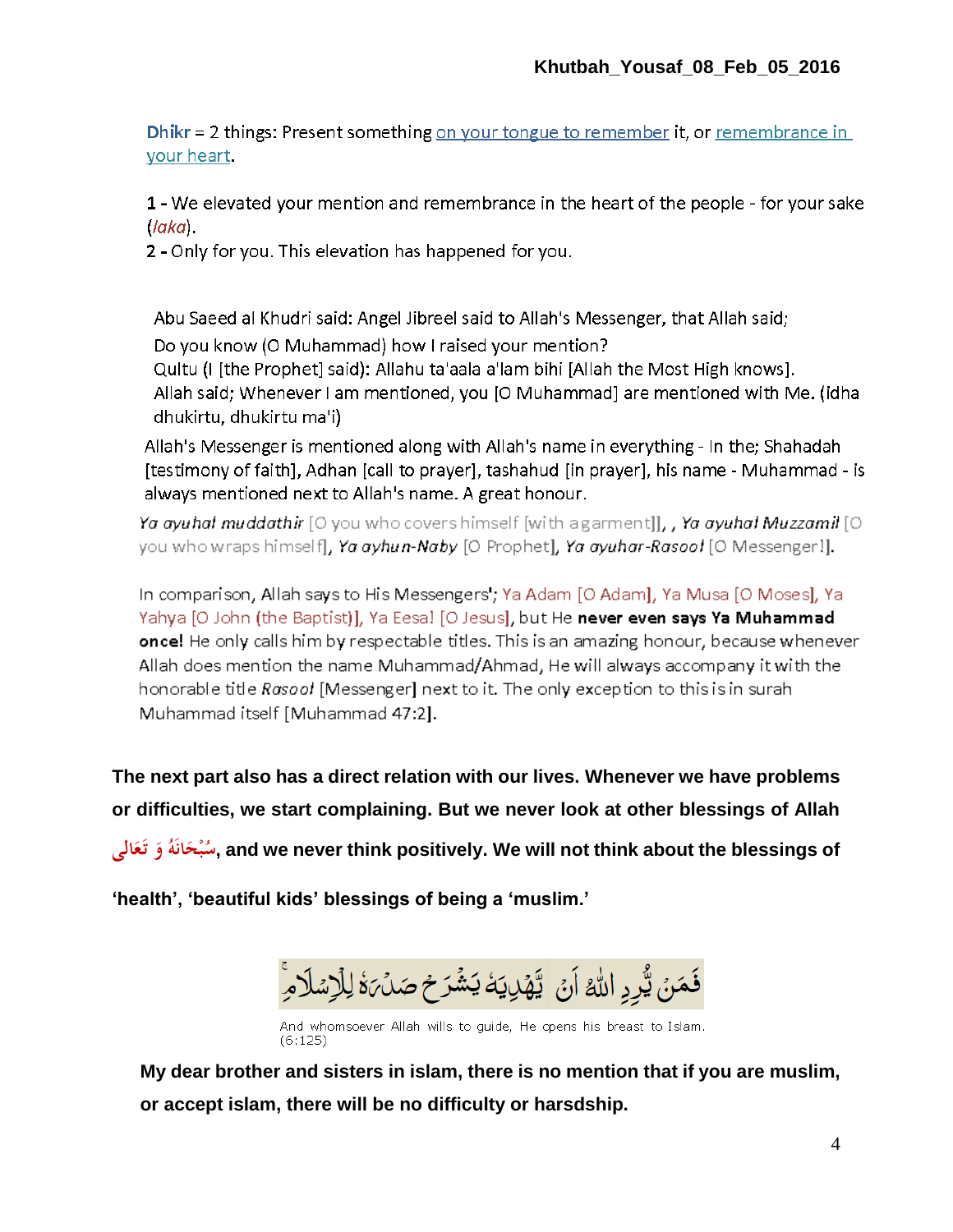**Dhikr** = 2 things: Present something on your tongue to remember it, or remembrance in your heart.

**1 -** We elevated your mention and remembrance in the heart of the people - for your sake (*laka*).
**2 -** Only for you. This elevation has happened for you.

Abu Saeed al Khudri said: Angel Jibreel said to Allah's Messenger, that Allah said;
Do you know (O Muhammad) how I raised your mention?
Qultu (I [the Prophet] said): Allahu ta'aala a'lam bihi [Allah the Most High knows].
Allah said; Whenever I am mentioned, you [O Muhammad] are mentioned with Me. (idha dhukirtu, dhukirtu ma'i)

Allah's Messenger is mentioned along with Allah's name in everything - In the; Shahadah [testimony of faith], Adhan [call to prayer], tashahud [in prayer], his name - Muhammad - is always mentioned next to Allah's name. A great honour.

*Ya ayuhal muddathir* [O you who covers himself [with agarment]], , *Ya ayuhal Muzzamil* [O you who wraps himself], *Ya ayhun-Naby* [O Prophet], *Ya ayuhar-Rasool* [O Messenger!].

In comparison, Allah says to His Messengers'; Ya Adam [O Adam], Ya Musa [O Moses], Ya Yahya [O John (the Baptist)], Ya Eesa! [O Jesus], but He **never even says Ya Muhammad once!** He only calls him by respectable titles. This is an amazing honour, because whenever Allah does mention the name Muhammad/Ahmad, He will always accompany it with the honorable title *Rasool* [Messenger] next to it. The only exception to this is in surah Muhammad itself [Muhammad 47:2].

**The next part also has a direct relation with our lives. Whenever we have problems or difficulties, we start complaining. But we never look at other blessings of Allah سُبْحَانَهُ وَ تَعَالَى, and we never think positively. We will not think about the blessings of 'health', 'beautiful kids' blessings of being a 'muslim.'**

فَمَن يُرِدِ اللهُ أَن يَهْدِيَهُ يَشْرَحْ صَدْرَهُ لِلْإِسْلَامِ

And whomsoever Allah wills to guide, He opens his breast to Islam. (6:125)

**My dear brother and sisters in islam, there is no mention that if you are muslim, or accept islam, there will be no difficulty or harsdship.**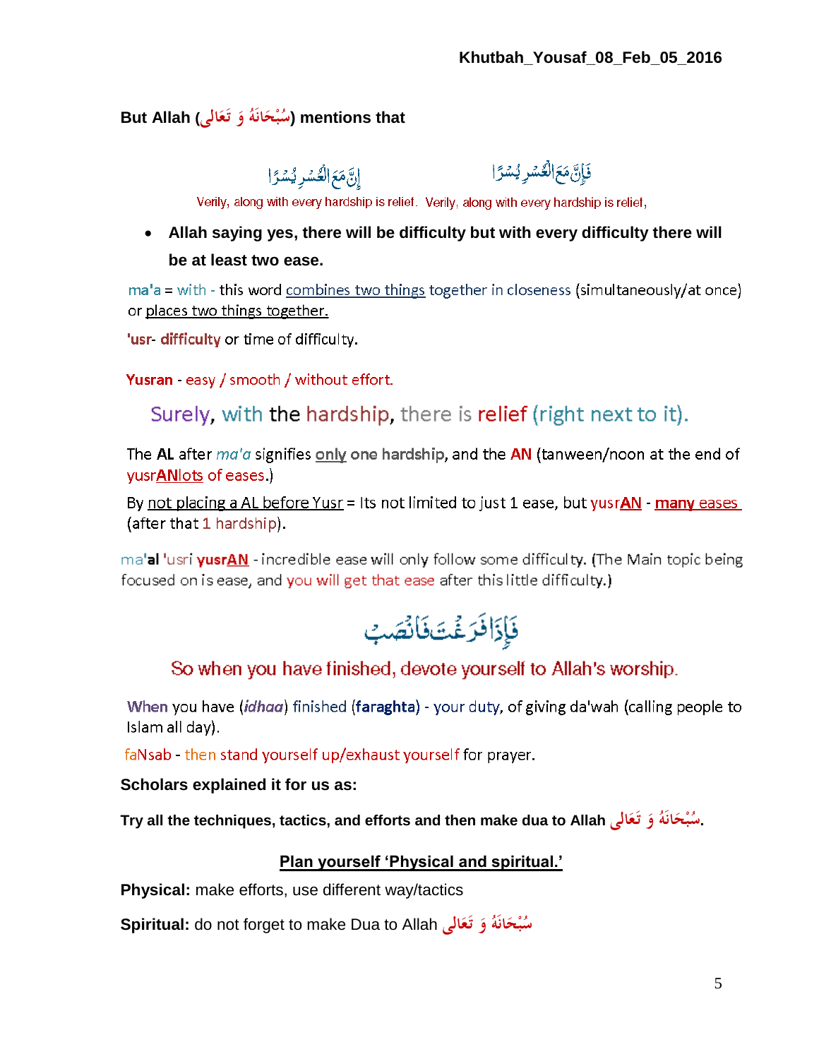**But Allah (سُبْحَانَهُ وَ تَعَالَى) mentions that**

فَإِنَّ مَعَ الْعُسْرِ يُسْرًا　　　　إِنَّ مَعَ الْعُسْرِ يُسْرًا

Verily, along with every hardship is relief. Verily, along with every hardship is relief,

- **Allah saying yes, there will be difficulty but with every difficulty there will be at least two ease.**

ma'a = with - this word combines two things together in closeness (simultaneously/at once) or places two things together.

'usr- **difficulty** or time of difficulty.

**Yusran** - easy / smooth / without effort.

Surely, with the hardship, there is relief (right next to it).

The **AL** after *ma'a* signifies only **one hardship**, and the **AN** (tanween/noon at the end of yusr**AN**lots of eases.)

By not placing a AL before Yusr = Its not limited to just 1 ease, but yusr**AN** - **many** eases (after that 1 hardship).

ma'**al** 'usri **yusrAN** - incredible ease will only follow some difficulty. (The Main topic being focused on is ease, and you will get that ease after this little difficulty.)

فَإِذَا فَرَغْتَ فَانْصَبْ

So when you have finished, devote yourself to Allah's worship.

When you have (*idhaa*) finished (**faraghta**) - your duty, of giving da'wah (calling people to Islam all day).

faNsab - then stand yourself up/exhaust yourself for prayer.

**Scholars explained it for us as:**

**Try all the techniques, tactics, and efforts and then make dua to Allah سُبْحَانَهُ وَ تَعَالَى.**

**Plan yourself 'Physical and spiritual.'**

**Physical:** make efforts, use different way/tactics

**Spiritual:** do not forget to make Dua to Allah سُبْحَانَهُ وَ تَعَالَى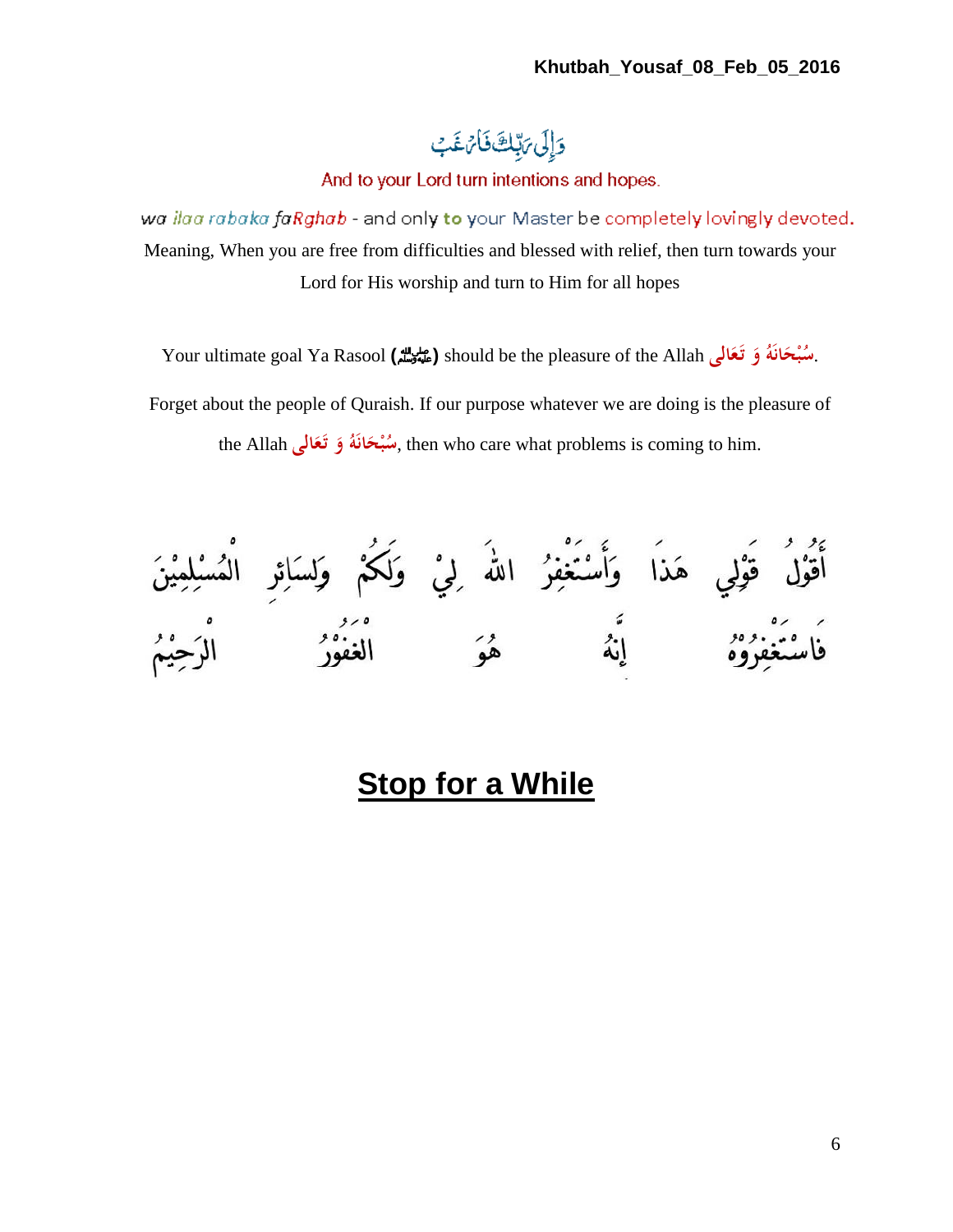وَإِلَىٰ رَبِّكَ فَارْغَب

And to your Lord turn intentions and hopes.

wa ilaa rabaka faRghab - and only to your Master be completely lovingly devoted.

Meaning, When you are free from difficulties and blessed with relief, then turn towards your Lord for His worship and turn to Him for all hopes

Your ultimate goal Ya Rasool (ﷺ) should be the pleasure of the Allah سُبْحَانَهُ وَ تَعَالَى.

Forget about the people of Quraish. If our purpose whatever we are doing is the pleasure of the Allah سُبْحَانَهُ وَ تَعَالَى, then who care what problems is coming to him.

أَقُوْلُ قَوْلِي هَذَا وَأَسْتَغْفِرُ اللهَ لِيْ وَلَكُمْ وَلِسَائِرِ الْمُسْلِمِيْنَ فَاسْتَغْفِرُوْهُ إِنَّهُ هُوَ الغَفُوْرُ الرَّحِيْمُ

## Stop for a While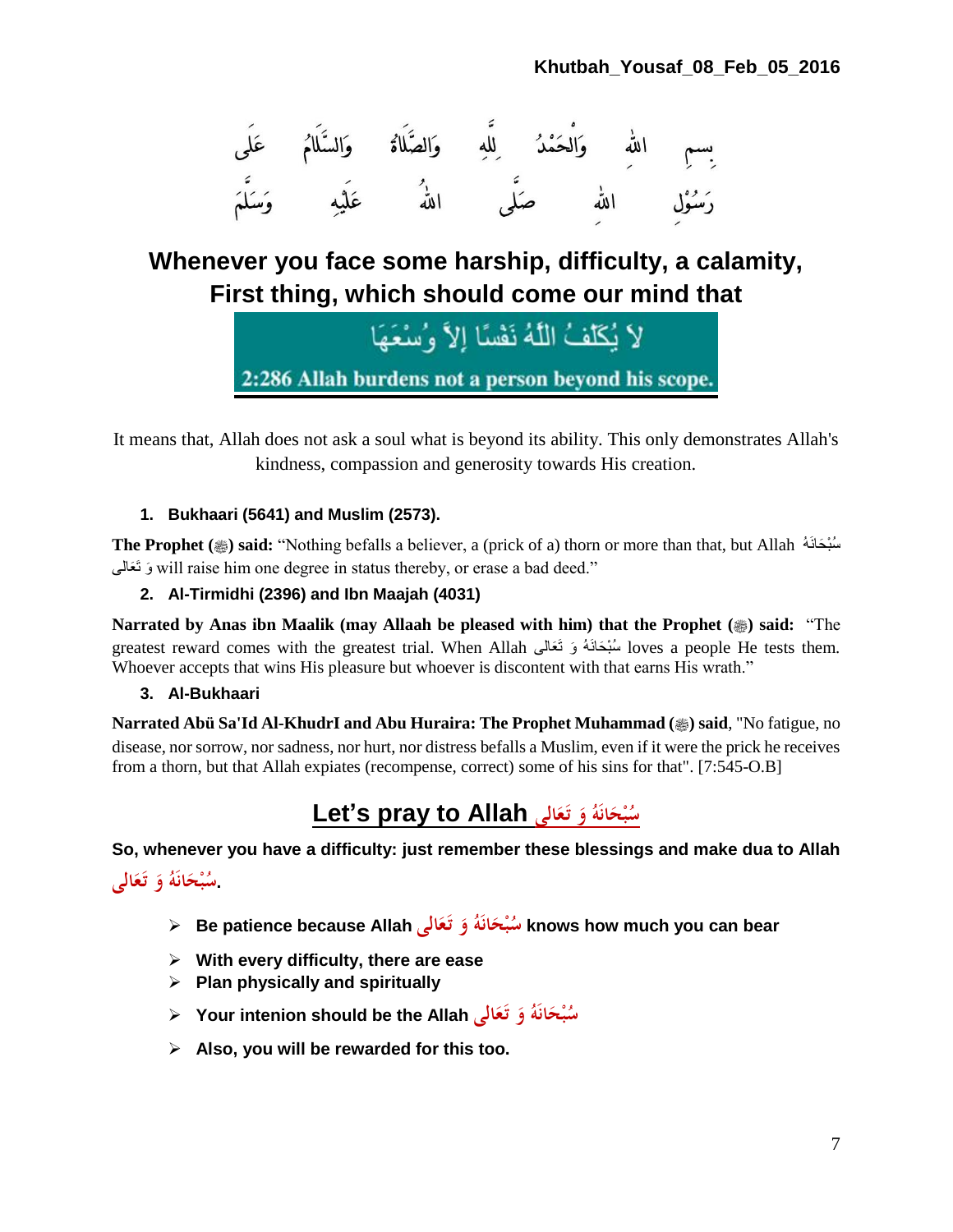بسمِ اللهِ وَالْحَمْدُ لِلهِ وَالصَّلَاةُ وَالسَّلَامُ عَلَى رَسُوْلِ اللهِ صَلَّى اللهُ عَلَيْهِ وَسَلَّمَ

## Whenever you face some harship, difficulty, a calamity, First thing, which should come our mind that

لاَ يُكَلِّفُ اللَّهُ نَفْسًا إِلاَّ وُسْعَهَا

**2:286 Allah burdens not a person beyond his scope.**

It means that, Allah does not ask a soul what is beyond its ability. This only demonstrates Allah's kindness, compassion and generosity towards His creation.

1. **Bukhaari (5641) and Muslim (2573).**

**The Prophet (ﷺ) said:** "Nothing befalls a believer, a (prick of a) thorn or more than that, but Allah سُبْحَانَهُ وَ تَعَالى will raise him one degree in status thereby, or erase a bad deed."

2. **Al-Tirmidhi (2396) and Ibn Maajah (4031)**

**Narrated by Anas ibn Maalik (may Allaah be pleased with him) that the Prophet (ﷺ) said:** "The greatest reward comes with the greatest trial. When Allah سُبْحَانَهُ وَ تَعَالى loves a people He tests them. Whoever accepts that wins His pleasure but whoever is discontent with that earns His wrath."

3. **Al-Bukhaari**

**Narrated Abü Sa'Id Al-KhudrI and Abu Huraira: The Prophet Muhammad (ﷺ) said**, "No fatigue, no disease, nor sorrow, nor sadness, nor hurt, nor distress befalls a Muslim, even if it were the prick he receives from a thorn, but that Allah expiates (recompense, correct) some of his sins for that". [7:545-O.B]

## Let's pray to Allah سُبْحَانَهُ وَ تَعَالى

**So, whenever you have a difficulty: just remember these blessings and make dua to Allah سُبْحَانَهُ وَ تَعَالى.**

- **Be patience because Allah سُبْحَانَهُ وَ تَعَالى knows how much you can bear**
- **With every difficulty, there are ease**
- **Plan physically and spiritually**
- **Your intenion should be the Allah سُبْحَانَهُ وَ تَعَالى**
- **Also, you will be rewarded for this too.**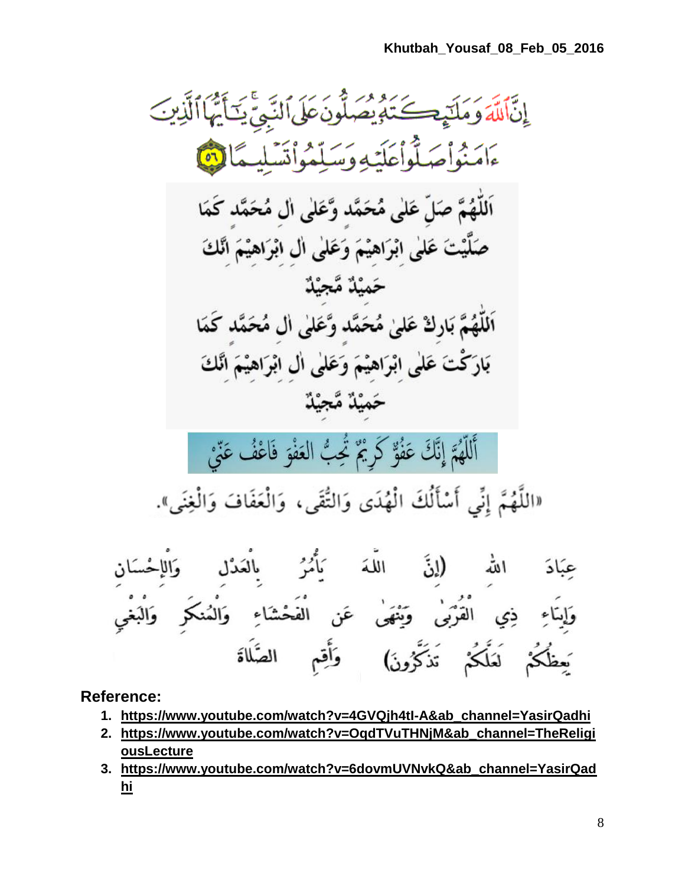إِنَّ ٱللَّهَ وَمَلَٰٓئِكَتَهُۥ يُصَلُّونَ عَلَى ٱلنَّبِيِّ ۚ يَٰٓأَيُّهَا ٱلَّذِينَ ءَامَنُوا۟ صَلُّوا۟ عَلَيْهِ وَسَلِّمُوا۟ تَسْلِيمًا ﴿٥٦﴾

اَللّٰهُمَّ صَلِّ عَلٰى مُحَمَّد وَّعَلٰى اٰل مُحَمَّد كَمَا صَلَّيْتَ عَلٰى اِبْرَاهِيْمَ وَعَلٰى اٰل اِبْرَاهِيْمَ اِنَّكَ حَمِيْدٌ مَّجِيْدٌ

اَللّٰهُمَّ بَارِكْ عَلٰى مُحَمَّد وَّعَلٰى اٰل مُحَمَّد كَمَا بَارَكْتَ عَلٰى اِبْرَاهِيْمَ وَعَلٰى اٰل اِبْرَاهِيْمَ اِنَّكَ حَمِيْدٌ مَّجِيْدٌ

أَللّٰهُمَّ إِنَّكَ عَفُوٌّ كَرِيْمٌ تُحِبُّ العَفْوَ فَاعْفُ عَنِّيْ

«اللَّهُمَّ إِنِّي أَسْأَلُكَ الْهُدَى وَالتُّقَى، وَالْعَفَافَ وَالْغِنَى».

عِبَادَ اللهِ (إِنَّ اللّهَ يَأْمُرُ بِالعَدْلِ وَالإِحْسَانِ وَإِيتَاءِ ذِي القُرْبَى وَيَنْهَى عَنِ الفَحْشَاءِ وَالمُنكَرِ وَالبَغيِ يَعِظُكُمْ لَعَلَّكُمْ تَذَكَّرُونَ) وَأَقِمِ الصَّلَاةَ

**Reference:**

1. https://www.youtube.com/watch?v=4GVQjh4tI-A&ab_channel=YasirQadhi
2. https://www.youtube.com/watch?v=OqdTVuTHNjM&ab_channel=TheReligiousLecture
3. https://www.youtube.com/watch?v=6dovmUVNvkQ&ab_channel=YasirQadhi